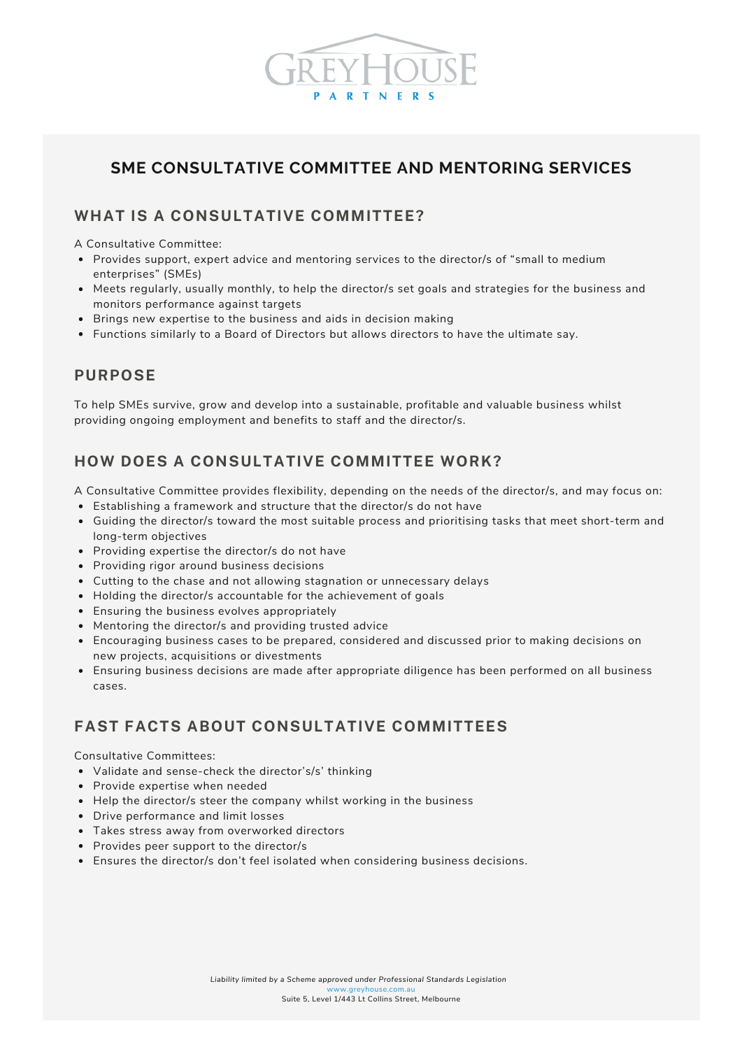# SME CONSULTATIVE COMMITTEE AND MENTORING SERVICES

## WHAT IS A CONSULTATIVE COMMITTEE?

A Consultative Committee:

- Provides support, expert advice and mentoring services to the director/s of "small to medium enterprises" (SMEs)
- Meets regularly, usually monthly, to help the director/s set goals and strategies for the business and monitors performance against targets
- Brings new expertise to the business and aids in decision making
- Functions similarly to a Board of Directors but allows directors to have the ultimate say.

## PURPOSE

To help SMEs survive, grow and develop into a sustainable, profitable and valuable business whilst providing ongoing employment and benefits to staff and the director/s.

## HOW DOES A CONSULTATIVE COMMITTEE WORK?

A Consultative Committee provides flexibility, depending on the needs of the director/s, and may focus on:

- Establishing a framework and structure that the director/s do not have
- Guiding the director/s toward the most suitable process and prioritising tasks that meet short-term and long-term objectives
- Providing expertise the director/s do not have
- Providing rigor around business decisions
- Cutting to the chase and not allowing stagnation or unnecessary delays
- Holding the director/s accountable for the achievement of goals
- Ensuring the business evolves appropriately
- Mentoring the director/s and providing trusted advice
- Encouraging business cases to be prepared, considered and discussed prior to making decisions on new projects, acquisitions or divestments
- Ensuring business decisions are made after appropriate diligence has been performed on all business cases.

## FAST FACTS ABOUT CONSULTATIVE COMMITTEES

Consultative Committees:

- Validate and sense-check the director's/s' thinking
- Provide expertise when needed
- Help the director/s steer the company whilst working in the business
- Drive performance and limit losses
- Takes stress away from overworked directors
- Provides peer support to the director/s
- Ensures the director/s don't feel isolated when considering business decisions.

*Liability limited by a Scheme approved under Professional Standards Legislation*

www.greyhouse.com.au

Suite 5, Level 1/443 Lt Collins Street, Melbourne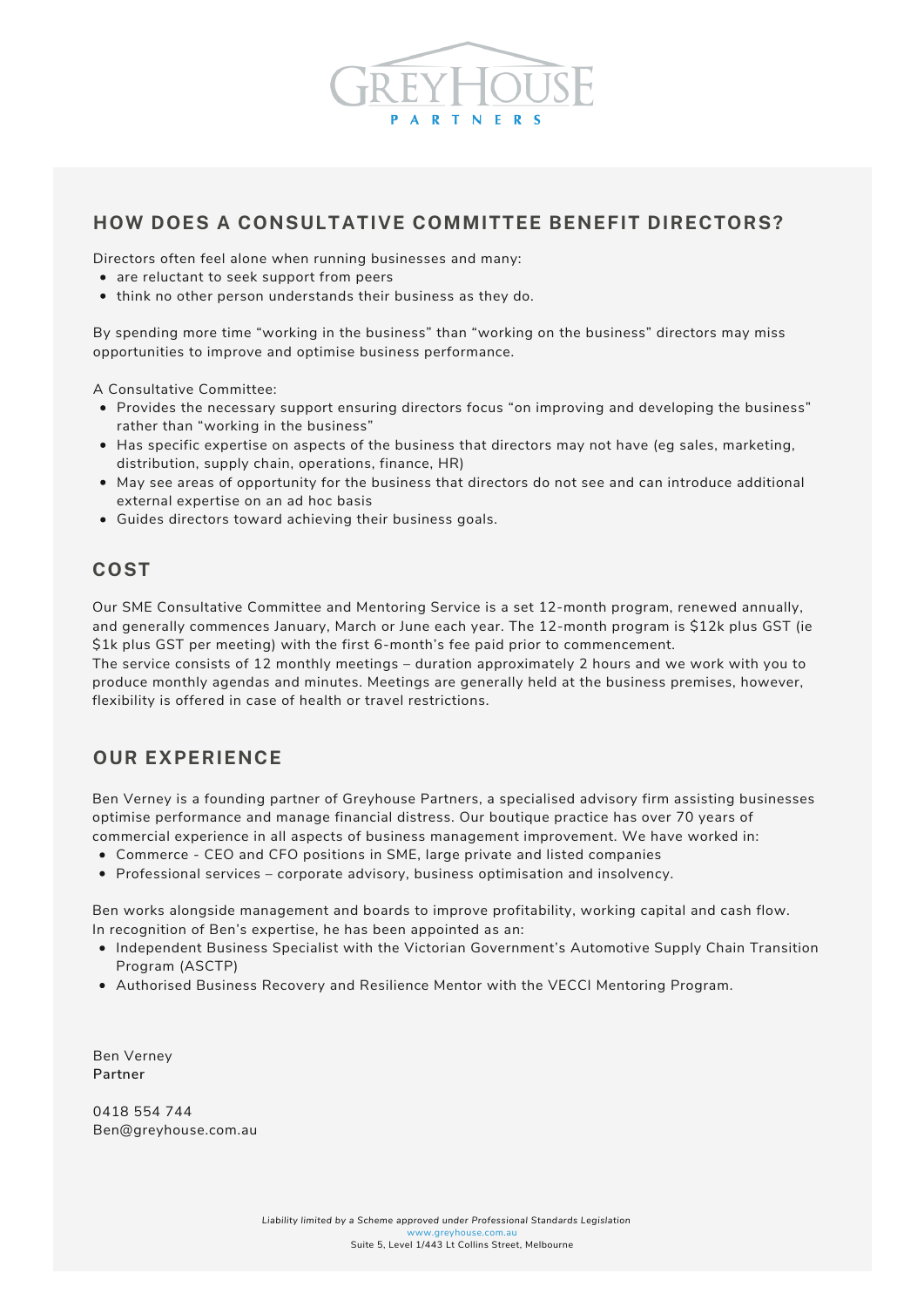## HOW DOES A CONSULTATIVE COMMITTEE BENEFIT DIRECTORS?

Directors often feel alone when running businesses and many:

- are reluctant to seek support from peers
- think no other person understands their business as they do.

By spending more time “working in the business” than “working on the business” directors may miss opportunities to improve and optimise business performance.

A Consultative Committee:

- Provides the necessary support ensuring directors focus “on improving and developing the business” rather than “working in the business”
- Has specific expertise on aspects of the business that directors may not have (eg sales, marketing, distribution, supply chain, operations, finance, HR)
- May see areas of opportunity for the business that directors do not see and can introduce additional external expertise on an ad hoc basis
- Guides directors toward achieving their business goals.

## COST

Our SME Consultative Committee and Mentoring Service is a set 12-month program, renewed annually, and generally commences January, March or June each year. The 12-month program is $12k plus GST (ie $1k plus GST per meeting) with the first 6-month’s fee paid prior to commencement.
The service consists of 12 monthly meetings – duration approximately 2 hours and we work with you to produce monthly agendas and minutes. Meetings are generally held at the business premises, however, flexibility is offered in case of health or travel restrictions.

## OUR EXPERIENCE

Ben Verney is a founding partner of Greyhouse Partners, a specialised advisory firm assisting businesses optimise performance and manage financial distress. Our boutique practice has over 70 years of commercial experience in all aspects of business management improvement. We have worked in:

- Commerce - CEO and CFO positions in SME, large private and listed companies
- Professional services – corporate advisory, business optimisation and insolvency.

Ben works alongside management and boards to improve profitability, working capital and cash flow.
In recognition of Ben’s expertise, he has been appointed as an:

- Independent Business Specialist with the Victorian Government’s Automotive Supply Chain Transition Program (ASCTP)
- Authorised Business Recovery and Resilience Mentor with the VECCI Mentoring Program.

Ben Verney
Partner

0418 554 744
Ben@greyhouse.com.au

*Liability limited by a Scheme approved under Professional Standards Legislation*
www.greyhouse.com.au
Suite 5, Level 1/443 Lt Collins Street, Melbourne